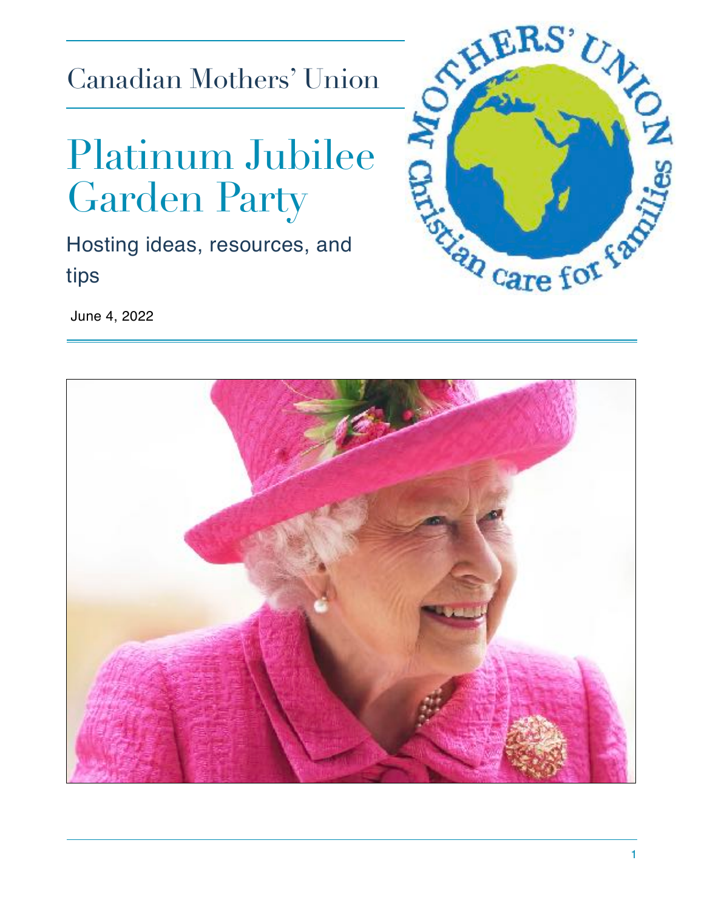Canadian Mothers' Union

# Platinum Jubilee Garden Party

## Hosting ideas, resources, and tips

June 4, 2022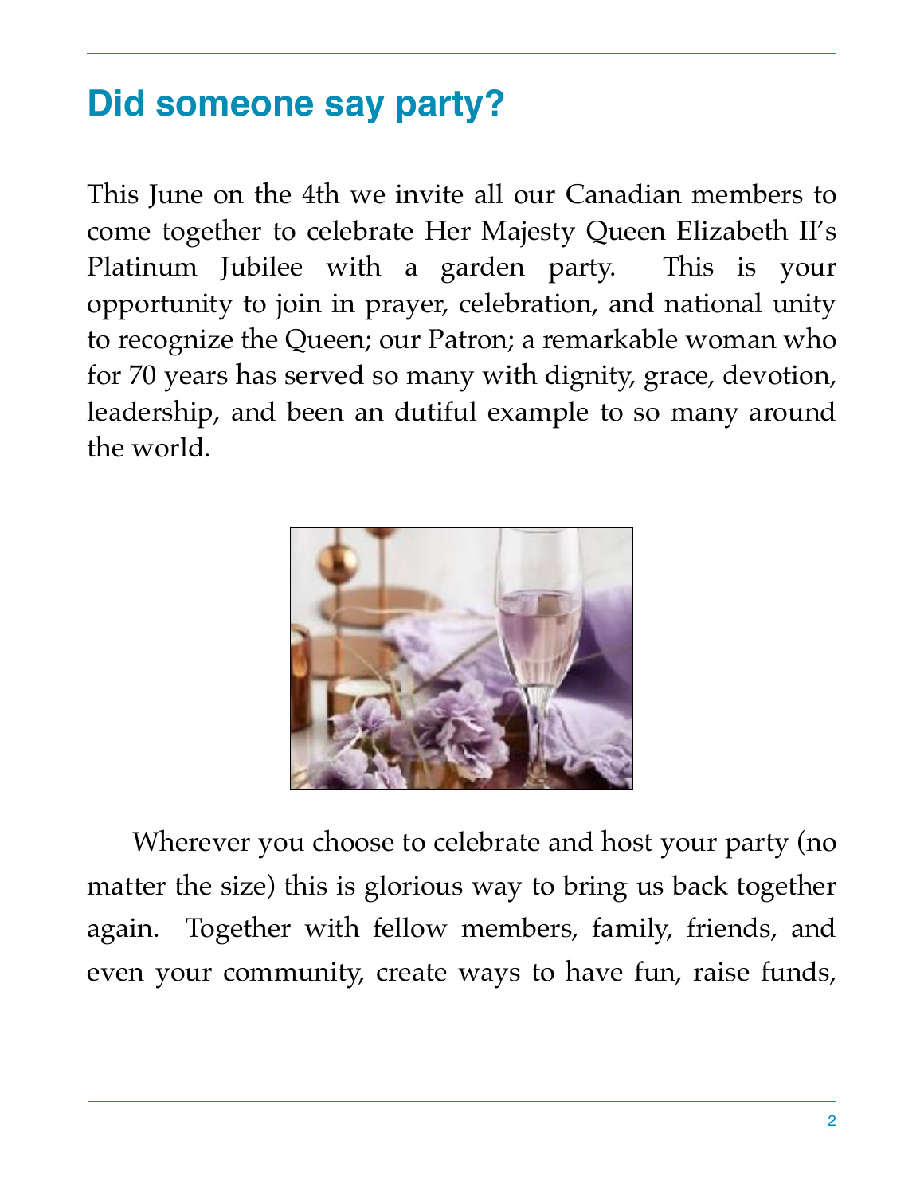## Did someone say party?

This June on the 4th we invite all our Canadian members to come together to celebrate Her Majesty Queen Elizabeth II's Platinum Jubilee with a garden party. This is your opportunity to join in prayer, celebration, and national unity to recognize the Queen; our Patron; a remarkable woman who for 70 years has served so many with dignity, grace, devotion, leadership, and been an dutiful example to so many around the world.

Wherever you choose to celebrate and host your party (no matter the size) this is glorious way to bring us back together again. Together with fellow members, family, friends, and even your community, create ways to have fun, raise funds,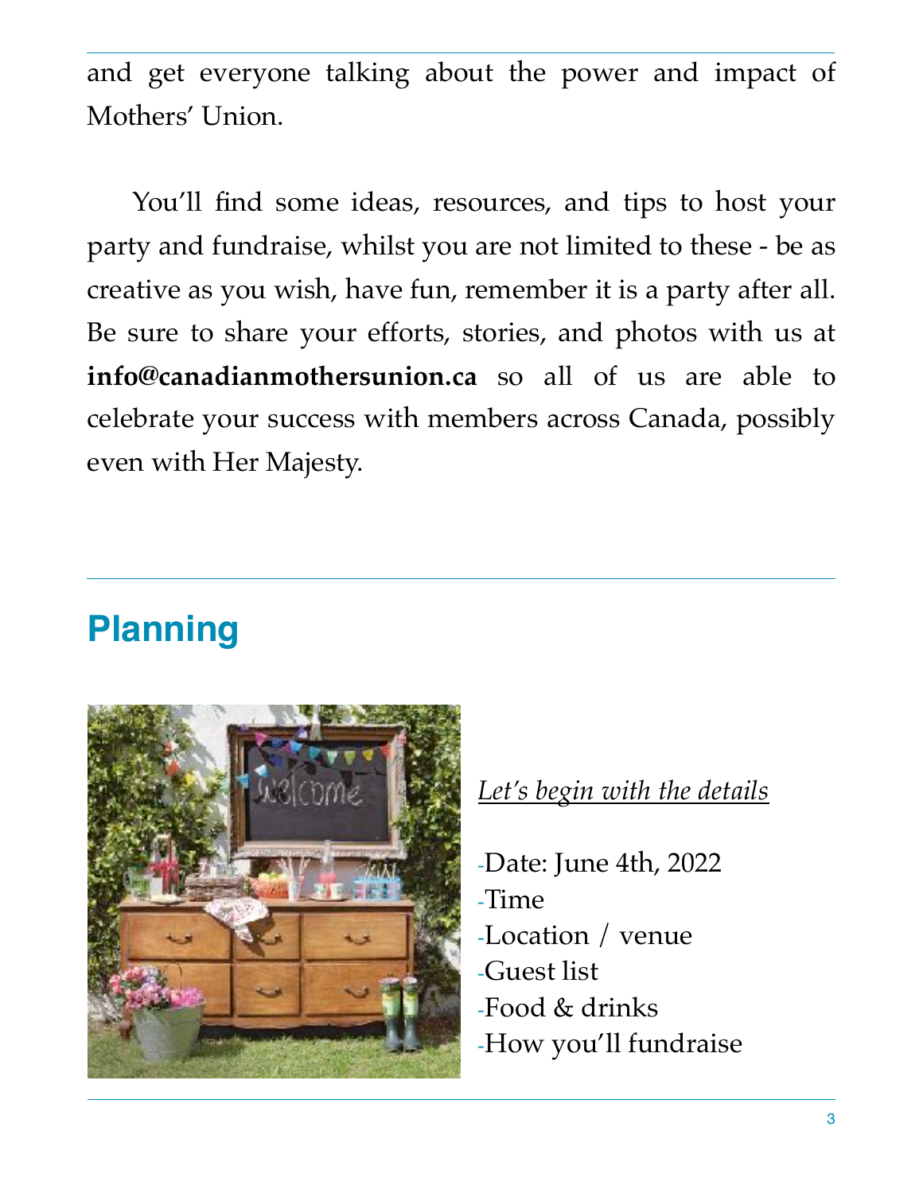and get everyone talking about the power and impact of Mothers' Union.

You'll find some ideas, resources, and tips to host your party and fundraise, whilst you are not limited to these - be as creative as you wish, have fun, remember it is a party after all. Be sure to share your efforts, stories, and photos with us at **info@canadianmothersunion.ca** so all of us are able to celebrate your success with members across Canada, possibly even with Her Majesty.

## Planning

*Let's begin with the details*

-Date: June 4th, 2022
-Time
-Location / venue
-Guest list
-Food & drinks
-How you'll fundraise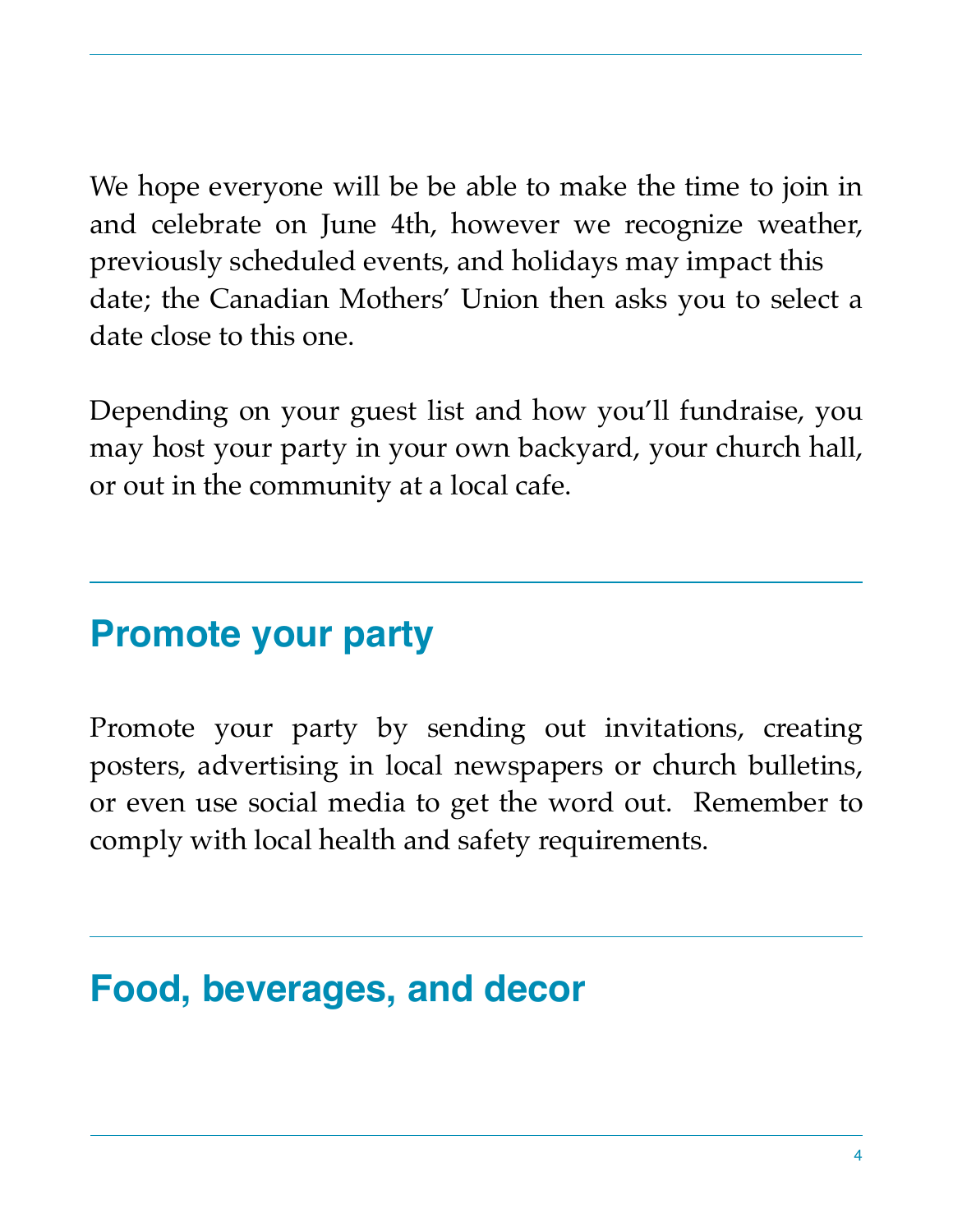We hope everyone will be be able to make the time to join in and celebrate on June 4th, however we recognize weather, previously scheduled events, and holidays may impact this date; the Canadian Mothers' Union then asks you to select a date close to this one.

Depending on your guest list and how you'll fundraise, you may host your party in your own backyard, your church hall, or out in the community at a local cafe.

## Promote your party

Promote your party by sending out invitations, creating posters, advertising in local newspapers or church bulletins, or even use social media to get the word out. Remember to comply with local health and safety requirements.

## Food, beverages, and decor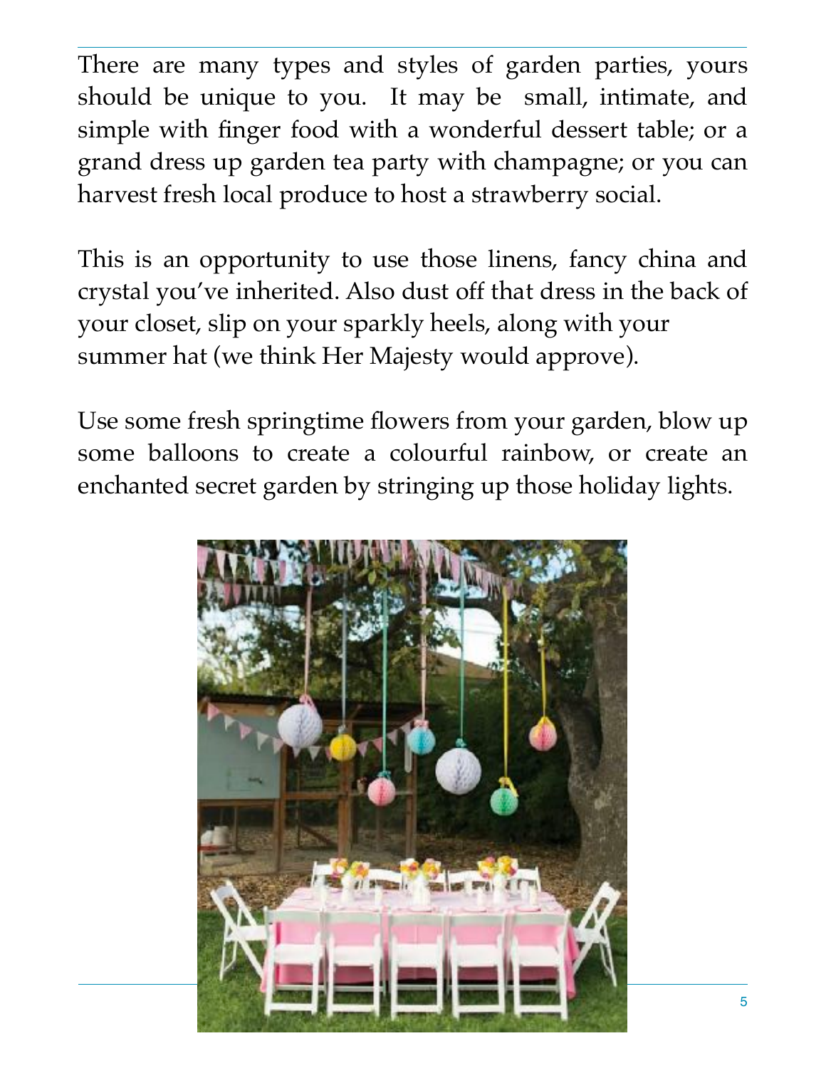There are many types and styles of garden parties, yours should be unique to you. It may be small, intimate, and simple with finger food with a wonderful dessert table; or a grand dress up garden tea party with champagne; or you can harvest fresh local produce to host a strawberry social.

This is an opportunity to use those linens, fancy china and crystal you've inherited. Also dust off that dress in the back of your closet, slip on your sparkly heels, along with your summer hat (we think Her Majesty would approve).

Use some fresh springtime flowers from your garden, blow up some balloons to create a colourful rainbow, or create an enchanted secret garden by stringing up those holiday lights.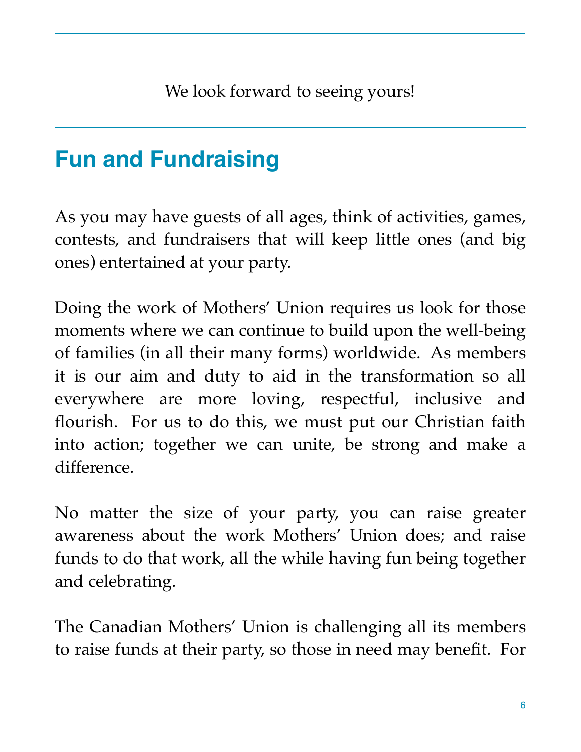We look forward to seeing yours!

## Fun and Fundraising

As you may have guests of all ages, think of activities, games, contests, and fundraisers that will keep little ones (and big ones) entertained at your party.

Doing the work of Mothers' Union requires us look for those moments where we can continue to build upon the well-being of families (in all their many forms) worldwide. As members it is our aim and duty to aid in the transformation so all everywhere are more loving, respectful, inclusive and flourish. For us to do this, we must put our Christian faith into action; together we can unite, be strong and make a difference.

No matter the size of your party, you can raise greater awareness about the work Mothers' Union does; and raise funds to do that work, all the while having fun being together and celebrating.

The Canadian Mothers' Union is challenging all its members to raise funds at their party, so those in need may benefit. For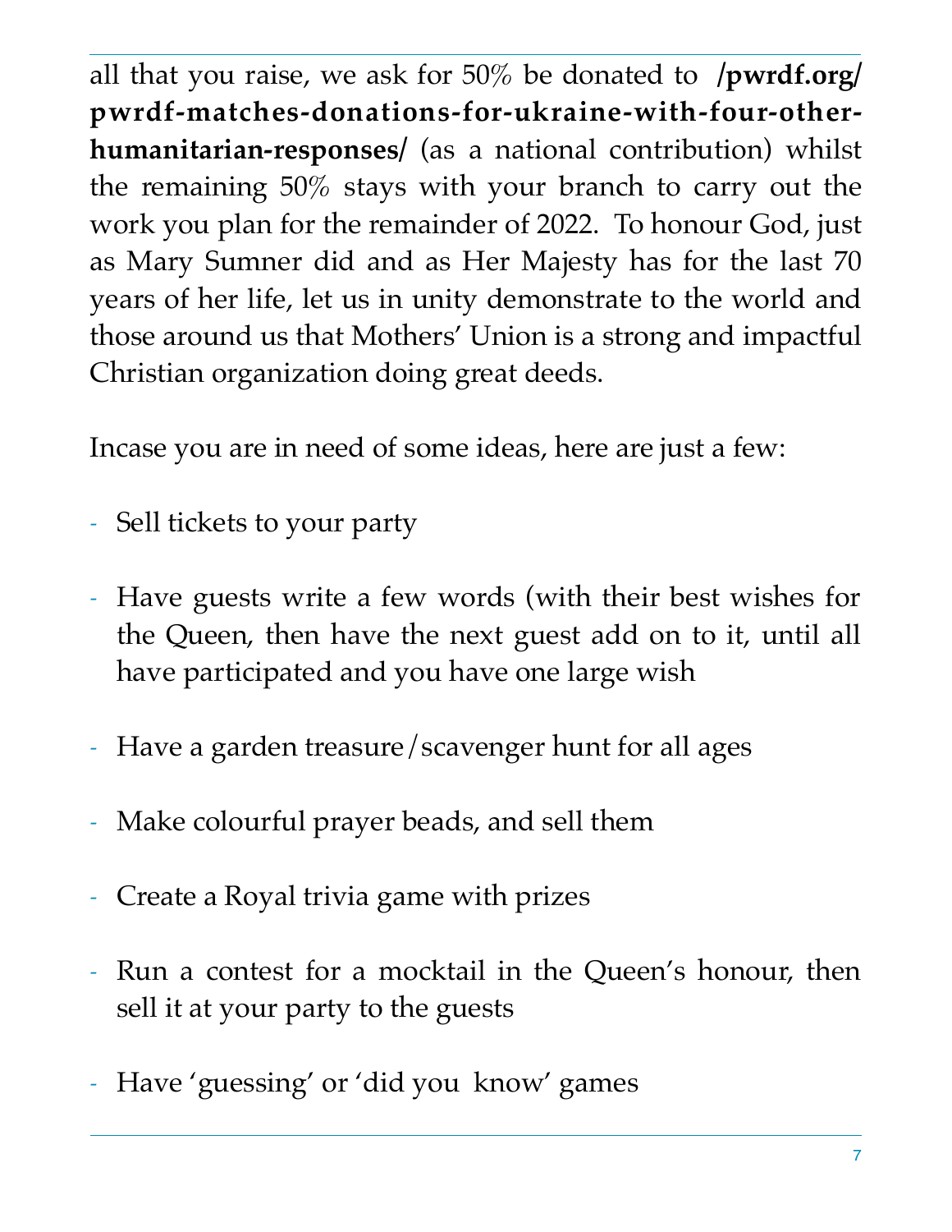all that you raise, we ask for 50% be donated to **/pwrdf.org/pwrdf-matches-donations-for-ukraine-with-four-other-humanitarian-responses/** (as a national contribution) whilst the remaining 50% stays with your branch to carry out the work you plan for the remainder of 2022. To honour God, just as Mary Sumner did and as Her Majesty has for the last 70 years of her life, let us in unity demonstrate to the world and those around us that Mothers' Union is a strong and impactful Christian organization doing great deeds.

Incase you are in need of some ideas, here are just a few:

- Sell tickets to your party
- Have guests write a few words (with their best wishes for the Queen, then have the next guest add on to it, until all have participated and you have one large wish
- Have a garden treasure/scavenger hunt for all ages
- Make colourful prayer beads, and sell them
- Create a Royal trivia game with prizes
- Run a contest for a mocktail in the Queen's honour, then sell it at your party to the guests
- Have 'guessing' or 'did you know' games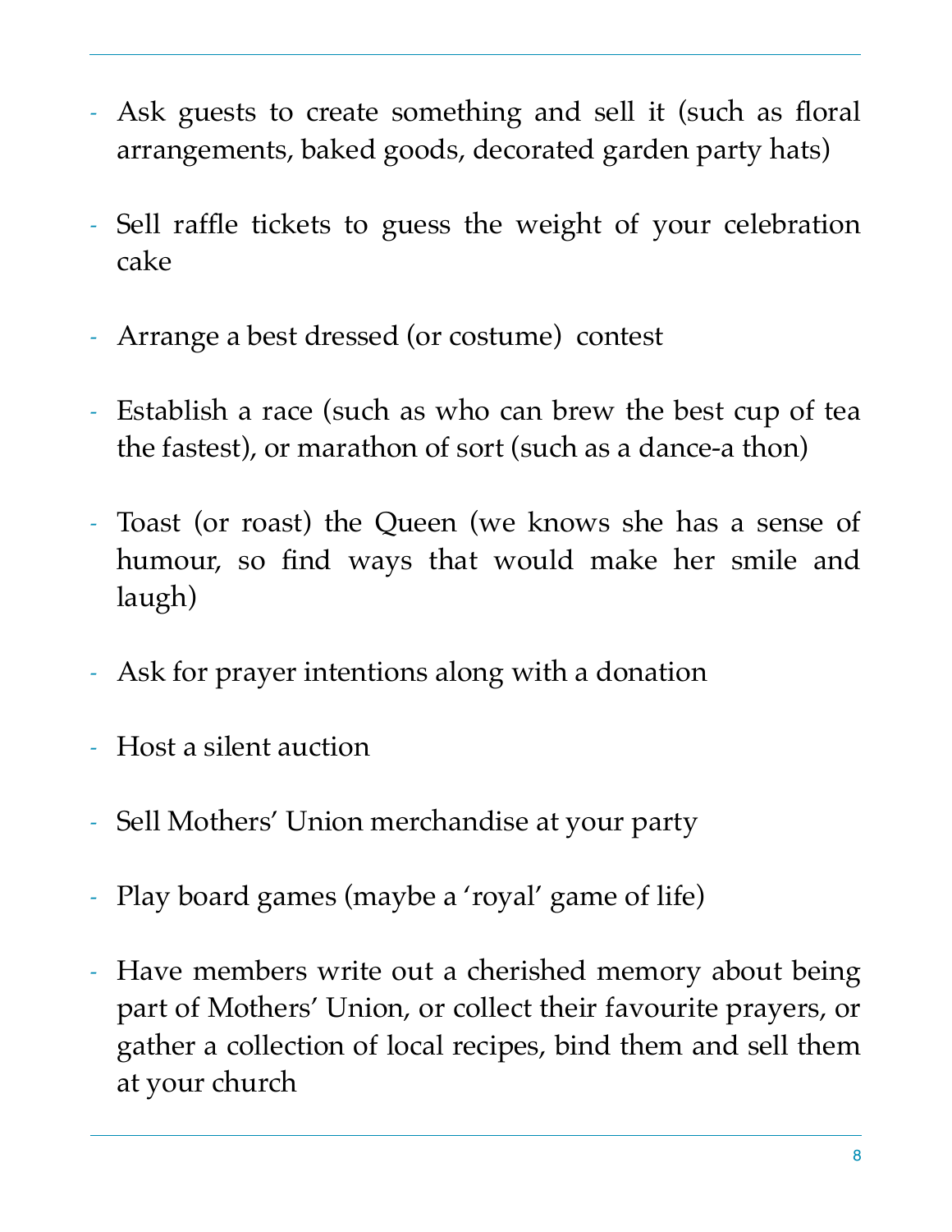- Ask guests to create something and sell it (such as floral arrangements, baked goods, decorated garden party hats)

- Sell raffle tickets to guess the weight of your celebration cake

- Arrange a best dressed (or costume) contest

- Establish a race (such as who can brew the best cup of tea the fastest), or marathon of sort (such as a dance-a thon)

- Toast (or roast) the Queen (we knows she has a sense of humour, so find ways that would make her smile and laugh)

- Ask for prayer intentions along with a donation

- Host a silent auction

- Sell Mothers' Union merchandise at your party

- Play board games (maybe a 'royal' game of life)

- Have members write out a cherished memory about being part of Mothers' Union, or collect their favourite prayers, or gather a collection of local recipes, bind them and sell them at your church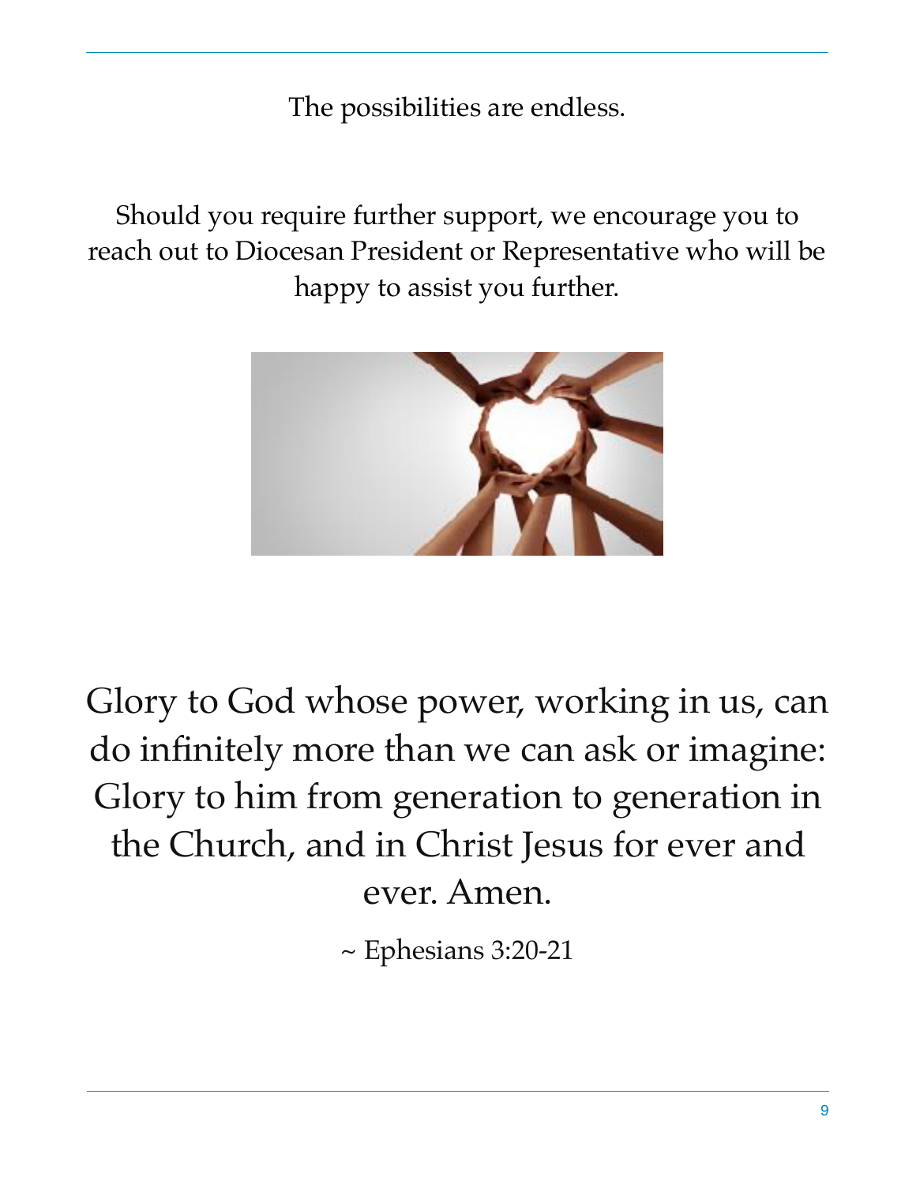The possibilities are endless.

Should you require further support, we encourage you to reach out to Diocesan President or Representative who will be happy to assist you further.

Glory to God whose power, working in us, can do infinitely more than we can ask or imagine: Glory to him from generation to generation in the Church, and in Christ Jesus for ever and ever. Amen.

~ Ephesians 3:20-21